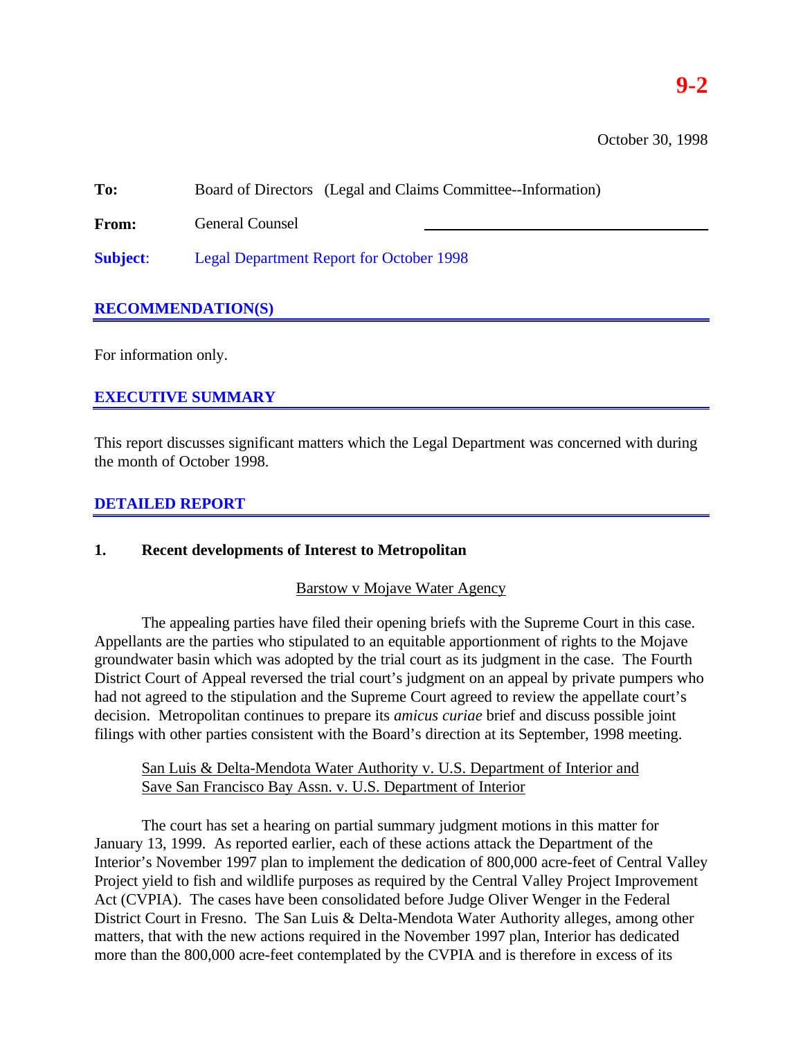**9-2**

October 30, 1998

**To:** Board of Directors (Legal and Claims Committee--Information)

**From:** General Counsel

**Subject**: Legal Department Report for October 1998

## RECOMMENDATION(S)

For information only.

## EXECUTIVE SUMMARY

This report discusses significant matters which the Legal Department was concerned with during the month of October 1998.

## DETAILED REPORT

### 1. Recent developments of Interest to Metropolitan

Barstow v Mojave Water Agency

The appealing parties have filed their opening briefs with the Supreme Court in this case. Appellants are the parties who stipulated to an equitable apportionment of rights to the Mojave groundwater basin which was adopted by the trial court as its judgment in the case. The Fourth District Court of Appeal reversed the trial court's judgment on an appeal by private pumpers who had not agreed to the stipulation and the Supreme Court agreed to review the appellate court's decision. Metropolitan continues to prepare its *amicus curiae* brief and discuss possible joint filings with other parties consistent with the Board's direction at its September, 1998 meeting.

San Luis & Delta-Mendota Water Authority v. U.S. Department of Interior and Save San Francisco Bay Assn. v. U.S. Department of Interior

The court has set a hearing on partial summary judgment motions in this matter for January 13, 1999. As reported earlier, each of these actions attack the Department of the Interior's November 1997 plan to implement the dedication of 800,000 acre-feet of Central Valley Project yield to fish and wildlife purposes as required by the Central Valley Project Improvement Act (CVPIA). The cases have been consolidated before Judge Oliver Wenger in the Federal District Court in Fresno. The San Luis & Delta-Mendota Water Authority alleges, among other matters, that with the new actions required in the November 1997 plan, Interior has dedicated more than the 800,000 acre-feet contemplated by the CVPIA and is therefore in excess of its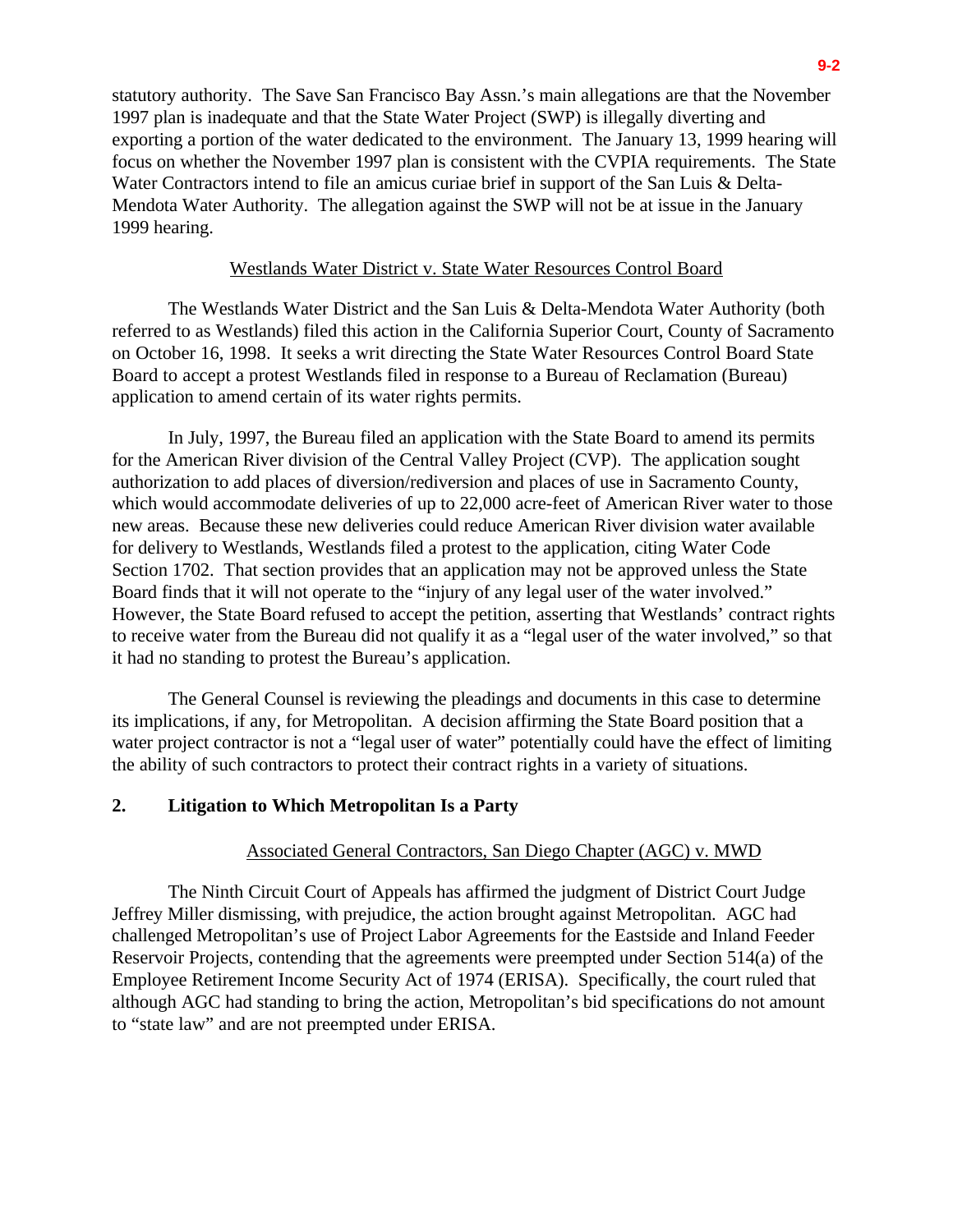statutory authority. The Save San Francisco Bay Assn.'s main allegations are that the November 1997 plan is inadequate and that the State Water Project (SWP) is illegally diverting and exporting a portion of the water dedicated to the environment. The January 13, 1999 hearing will focus on whether the November 1997 plan is consistent with the CVPIA requirements. The State Water Contractors intend to file an amicus curiae brief in support of the San Luis & Delta-Mendota Water Authority. The allegation against the SWP will not be at issue in the January 1999 hearing.

<u>Westlands Water District v. State Water Resources Control Board</u>

The Westlands Water District and the San Luis & Delta-Mendota Water Authority (both referred to as Westlands) filed this action in the California Superior Court, County of Sacramento on October 16, 1998. It seeks a writ directing the State Water Resources Control Board State Board to accept a protest Westlands filed in response to a Bureau of Reclamation (Bureau) application to amend certain of its water rights permits.

In July, 1997, the Bureau filed an application with the State Board to amend its permits for the American River division of the Central Valley Project (CVP). The application sought authorization to add places of diversion/rediversion and places of use in Sacramento County, which would accommodate deliveries of up to 22,000 acre-feet of American River water to those new areas. Because these new deliveries could reduce American River division water available for delivery to Westlands, Westlands filed a protest to the application, citing Water Code Section 1702. That section provides that an application may not be approved unless the State Board finds that it will not operate to the "injury of any legal user of the water involved." However, the State Board refused to accept the petition, asserting that Westlands' contract rights to receive water from the Bureau did not qualify it as a "legal user of the water involved," so that it had no standing to protest the Bureau's application.

The General Counsel is reviewing the pleadings and documents in this case to determine its implications, if any, for Metropolitan. A decision affirming the State Board position that a water project contractor is not a "legal user of water" potentially could have the effect of limiting the ability of such contractors to protect their contract rights in a variety of situations.

## 2. Litigation to Which Metropolitan Is a Party

<u>Associated General Contractors, San Diego Chapter (AGC) v. MWD</u>

The Ninth Circuit Court of Appeals has affirmed the judgment of District Court Judge Jeffrey Miller dismissing, with prejudice, the action brought against Metropolitan. AGC had challenged Metropolitan's use of Project Labor Agreements for the Eastside and Inland Feeder Reservoir Projects, contending that the agreements were preempted under Section 514(a) of the Employee Retirement Income Security Act of 1974 (ERISA). Specifically, the court ruled that although AGC had standing to bring the action, Metropolitan's bid specifications do not amount to "state law" and are not preempted under ERISA.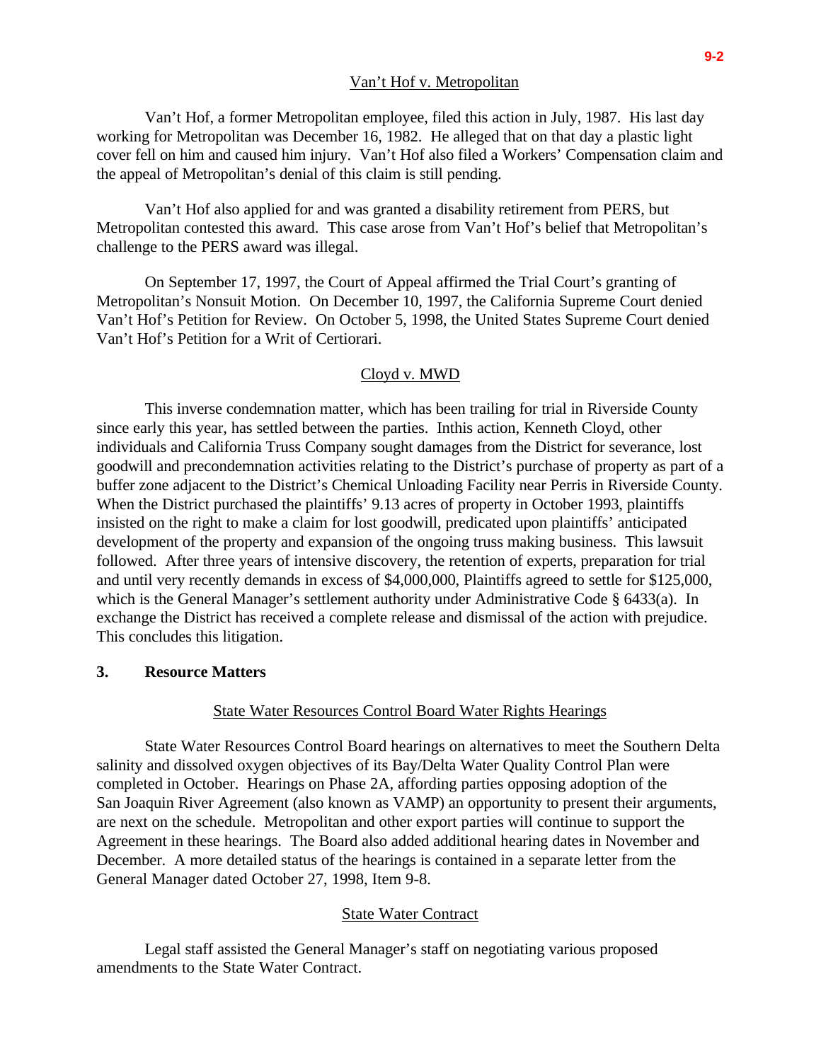### Van't Hof v. Metropolitan

Van't Hof, a former Metropolitan employee, filed this action in July, 1987. His last day working for Metropolitan was December 16, 1982. He alleged that on that day a plastic light cover fell on him and caused him injury. Van't Hof also filed a Workers' Compensation claim and the appeal of Metropolitan's denial of this claim is still pending.

Van't Hof also applied for and was granted a disability retirement from PERS, but Metropolitan contested this award. This case arose from Van't Hof's belief that Metropolitan's challenge to the PERS award was illegal.

On September 17, 1997, the Court of Appeal affirmed the Trial Court's granting of Metropolitan's Nonsuit Motion. On December 10, 1997, the California Supreme Court denied Van't Hof's Petition for Review. On October 5, 1998, the United States Supreme Court denied Van't Hof's Petition for a Writ of Certiorari.

### Cloyd v. MWD

This inverse condemnation matter, which has been trailing for trial in Riverside County since early this year, has settled between the parties. Inthis action, Kenneth Cloyd, other individuals and California Truss Company sought damages from the District for severance, lost goodwill and precondemnation activities relating to the District's purchase of property as part of a buffer zone adjacent to the District's Chemical Unloading Facility near Perris in Riverside County. When the District purchased the plaintiffs' 9.13 acres of property in October 1993, plaintiffs insisted on the right to make a claim for lost goodwill, predicated upon plaintiffs' anticipated development of the property and expansion of the ongoing truss making business. This lawsuit followed. After three years of intensive discovery, the retention of experts, preparation for trial and until very recently demands in excess of $4,000,000, Plaintiffs agreed to settle for $125,000, which is the General Manager's settlement authority under Administrative Code § 6433(a). In exchange the District has received a complete release and dismissal of the action with prejudice. This concludes this litigation.

## 3. Resource Matters

### State Water Resources Control Board Water Rights Hearings

State Water Resources Control Board hearings on alternatives to meet the Southern Delta salinity and dissolved oxygen objectives of its Bay/Delta Water Quality Control Plan were completed in October. Hearings on Phase 2A, affording parties opposing adoption of the San Joaquin River Agreement (also known as VAMP) an opportunity to present their arguments, are next on the schedule. Metropolitan and other export parties will continue to support the Agreement in these hearings. The Board also added additional hearing dates in November and December. A more detailed status of the hearings is contained in a separate letter from the General Manager dated October 27, 1998, Item 9-8.

### State Water Contract

Legal staff assisted the General Manager's staff on negotiating various proposed amendments to the State Water Contract.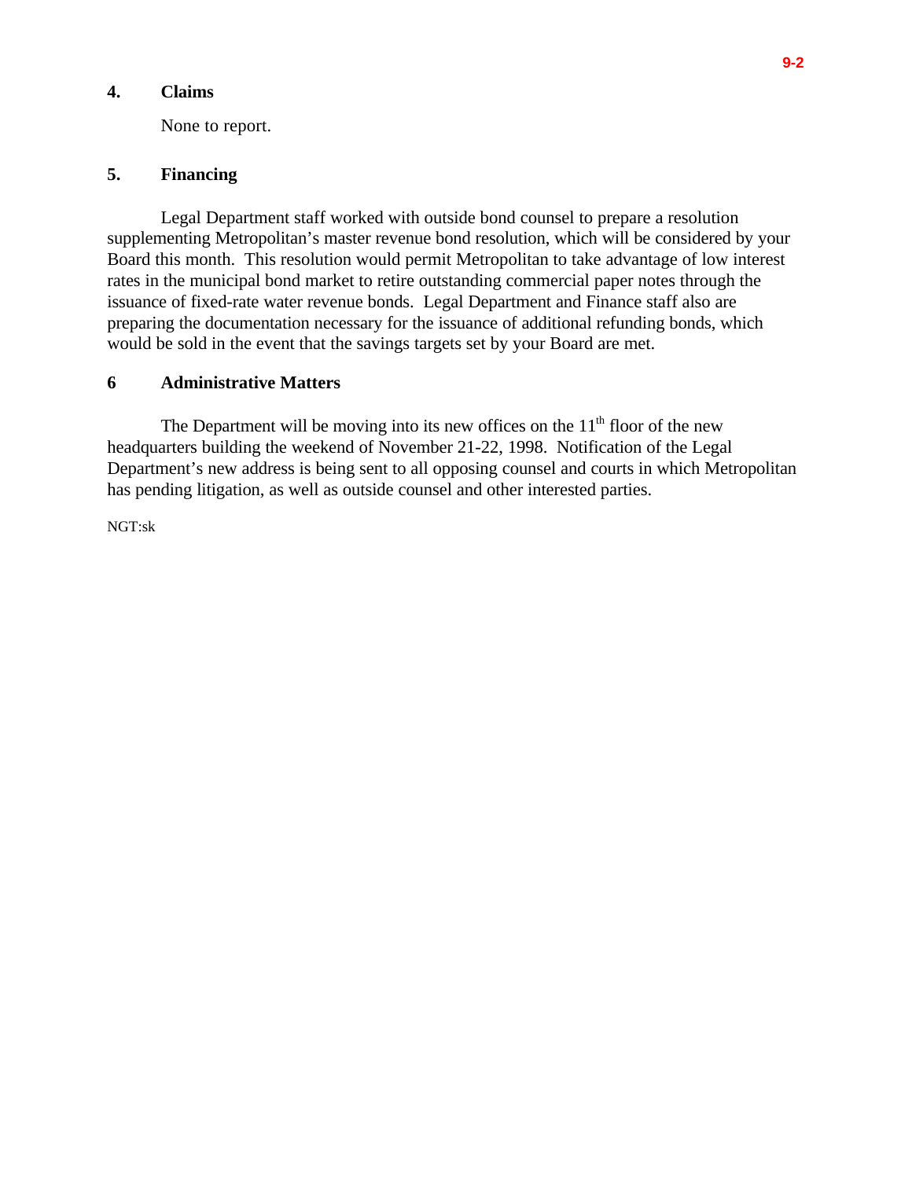### 4. Claims

None to report.

### 5. Financing

Legal Department staff worked with outside bond counsel to prepare a resolution supplementing Metropolitan's master revenue bond resolution, which will be considered by your Board this month. This resolution would permit Metropolitan to take advantage of low interest rates in the municipal bond market to retire outstanding commercial paper notes through the issuance of fixed-rate water revenue bonds. Legal Department and Finance staff also are preparing the documentation necessary for the issuance of additional refunding bonds, which would be sold in the event that the savings targets set by your Board are met.

### 6 Administrative Matters

The Department will be moving into its new offices on the 11th floor of the new headquarters building the weekend of November 21-22, 1998. Notification of the Legal Department's new address is being sent to all opposing counsel and courts in which Metropolitan has pending litigation, as well as outside counsel and other interested parties.

NGT:sk